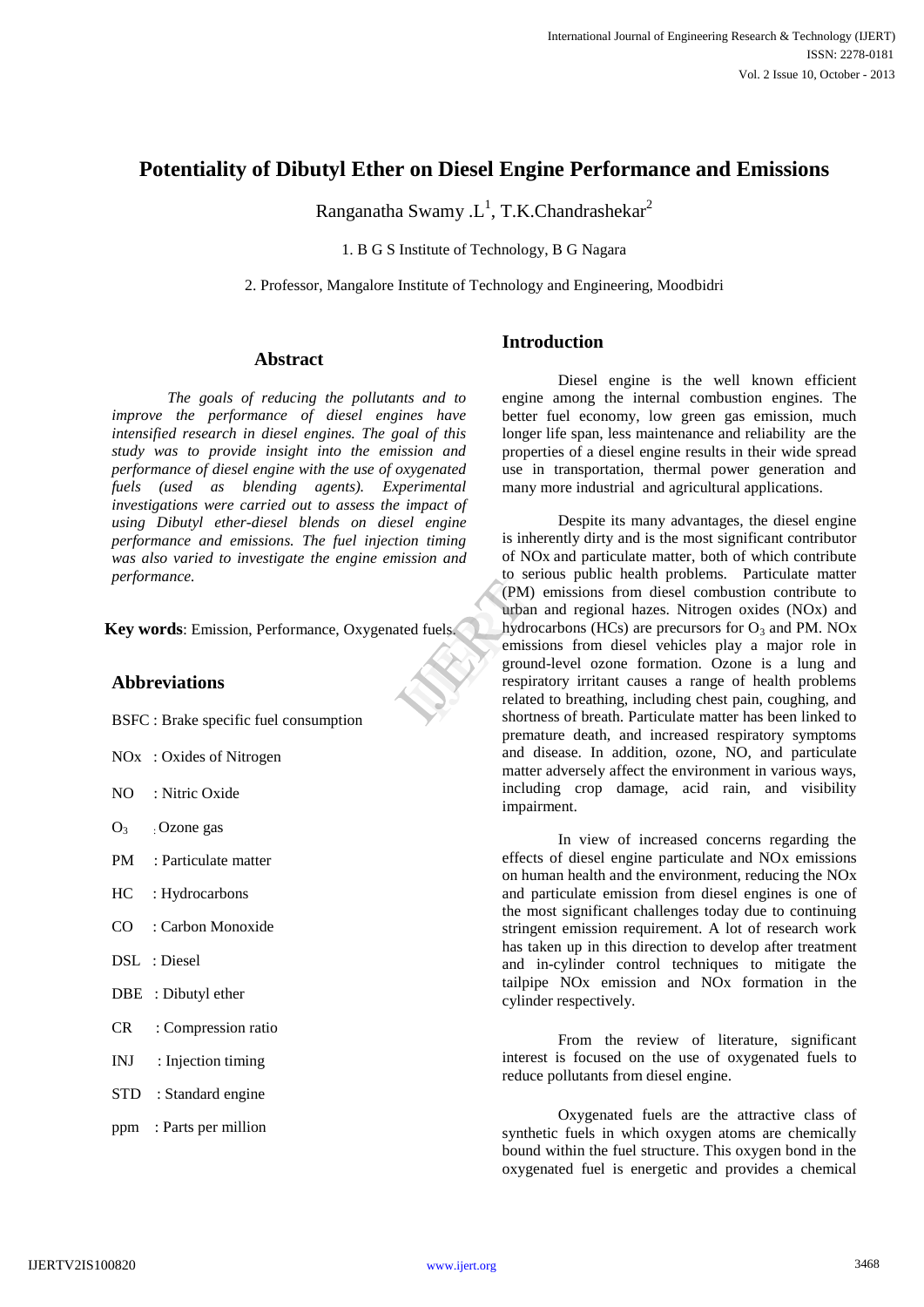# Potentiality of Dibutyl Ether on Diesel Engine Performance and Emissions

Ranganatha Swamy .L[1], T.K.Chandrashekar[2]

1. B G S Institute of Technology, B G Nagara

2. Professor, Mangalore Institute of Technology and Engineering, Moodbidri

## Abstract

*The goals of reducing the pollutants and to improve the performance of diesel engines have intensified research in diesel engines. The goal of this study was to provide insight into the emission and performance of diesel engine with the use of oxygenated fuels (used as blending agents). Experimental investigations were carried out to assess the impact of using Dibutyl ether-diesel blends on diesel engine performance and emissions. The fuel injection timing was also varied to investigate the engine emission and performance.*

**Key words**: Emission, Performance, Oxygenated fuels.

## Abbreviations

BSFC : Brake specific fuel consumption

NOx : Oxides of Nitrogen

NO : Nitric Oxide

$O_3$ : Ozone gas

PM : Particulate matter

HC : Hydrocarbons

CO : Carbon Monoxide

DSL : Diesel

DBE : Dibutyl ether

CR : Compression ratio

INJ : Injection timing

STD : Standard engine

ppm : Parts per million

## Introduction

Diesel engine is the well known efficient engine among the internal combustion engines. The better fuel economy, low green gas emission, much longer life span, less maintenance and reliability are the properties of a diesel engine results in their wide spread use in transportation, thermal power generation and many more industrial and agricultural applications.

Despite its many advantages, the diesel engine is inherently dirty and is the most significant contributor of NOx and particulate matter, both of which contribute to serious public health problems. Particulate matter (PM) emissions from diesel combustion contribute to urban and regional hazes. Nitrogen oxides (NOx) and hydrocarbons (HCs) are precursors for $O_3$ and PM. NOx emissions from diesel vehicles play a major role in ground-level ozone formation. Ozone is a lung and respiratory irritant causes a range of health problems related to breathing, including chest pain, coughing, and shortness of breath. Particulate matter has been linked to premature death, and increased respiratory symptoms and disease. In addition, ozone, NO, and particulate matter adversely affect the environment in various ways, including crop damage, acid rain, and visibility impairment.

In view of increased concerns regarding the effects of diesel engine particulate and NOx emissions on human health and the environment, reducing the NOx and particulate emission from diesel engines is one of the most significant challenges today due to continuing stringent emission requirement. A lot of research work has taken up in this direction to develop after treatment and in-cylinder control techniques to mitigate the tailpipe NOx emission and NOx formation in the cylinder respectively.

From the review of literature, significant interest is focused on the use of oxygenated fuels to reduce pollutants from diesel engine.

Oxygenated fuels are the attractive class of synthetic fuels in which oxygen atoms are chemically bound within the fuel structure. This oxygen bond in the oxygenated fuel is energetic and provides a chemical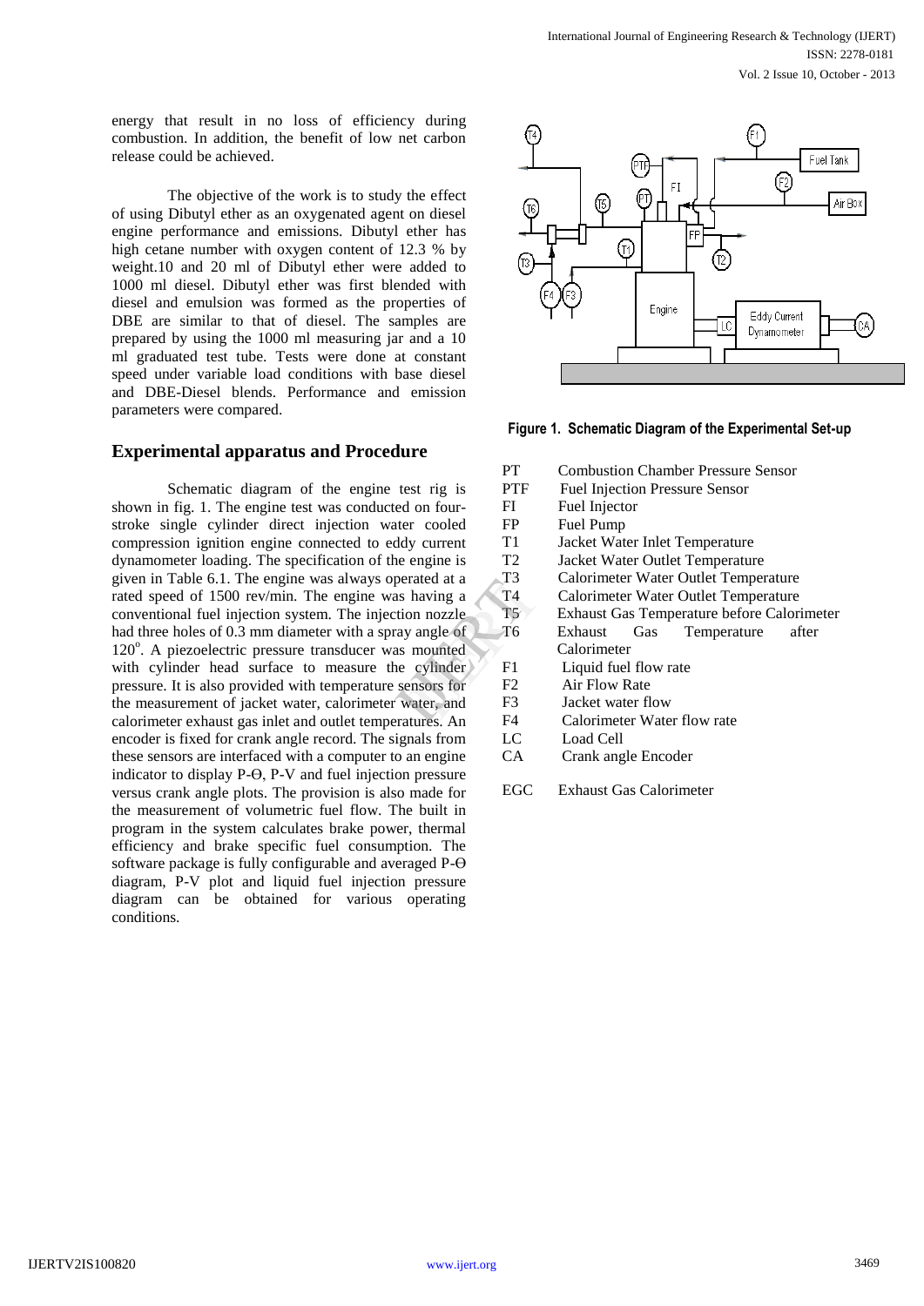energy that result in no loss of efficiency during combustion. In addition, the benefit of low net carbon release could be achieved.

The objective of the work is to study the effect of using Dibutyl ether as an oxygenated agent on diesel engine performance and emissions. Dibutyl ether has high cetane number with oxygen content of 12.3 % by weight.10 and 20 ml of Dibutyl ether were added to 1000 ml diesel. Dibutyl ether was first blended with diesel and emulsion was formed as the properties of DBE are similar to that of diesel. The samples are prepared by using the 1000 ml measuring jar and a 10 ml graduated test tube. Tests were done at constant speed under variable load conditions with base diesel and DBE-Diesel blends. Performance and emission parameters were compared.

## Experimental apparatus and Procedure

Schematic diagram of the engine test rig is shown in fig. 1. The engine test was conducted on four-stroke single cylinder direct injection water cooled compression ignition engine connected to eddy current dynamometer loading. The specification of the engine is given in Table 6.1. The engine was always operated at a rated speed of 1500 rev/min. The engine was having a conventional fuel injection system. The injection nozzle had three holes of 0.3 mm diameter with a spray angle of 120°. A piezoelectric pressure transducer was mounted with cylinder head surface to measure the cylinder pressure. It is also provided with temperature sensors for the measurement of jacket water, calorimeter water, and calorimeter exhaust gas inlet and outlet temperatures. An encoder is fixed for crank angle record. The signals from these sensors are interfaced with a computer to an engine indicator to display P-Θ, P-V and fuel injection pressure versus crank angle plots. The provision is also made for the measurement of volumetric fuel flow. The built in program in the system calculates brake power, thermal efficiency and brake specific fuel consumption. The software package is fully configurable and averaged P-Θ diagram, P-V plot and liquid fuel injection pressure diagram can be obtained for various operating conditions.

**Figure 1. Schematic Diagram of the Experimental Set-up**

| | |
|---|---|
| PT | Combustion Chamber Pressure Sensor |
| PTF | Fuel Injection Pressure Sensor |
| FI | Fuel Injector |
| FP | Fuel Pump |
| T1 | Jacket Water Inlet Temperature |
| T2 | Jacket Water Outlet Temperature |
| T3 | Calorimeter Water Outlet Temperature |
| T4 | Calorimeter Water Outlet Temperature |
| T5 | Exhaust Gas Temperature before Calorimeter |
| T6 | Exhaust Gas Temperature after Calorimeter |
| F1 | Liquid fuel flow rate |
| F2 | Air Flow Rate |
| F3 | Jacket water flow |
| F4 | Calorimeter Water flow rate |
| LC | Load Cell |
| CA | Crank angle Encoder |
| EGC | Exhaust Gas Calorimeter |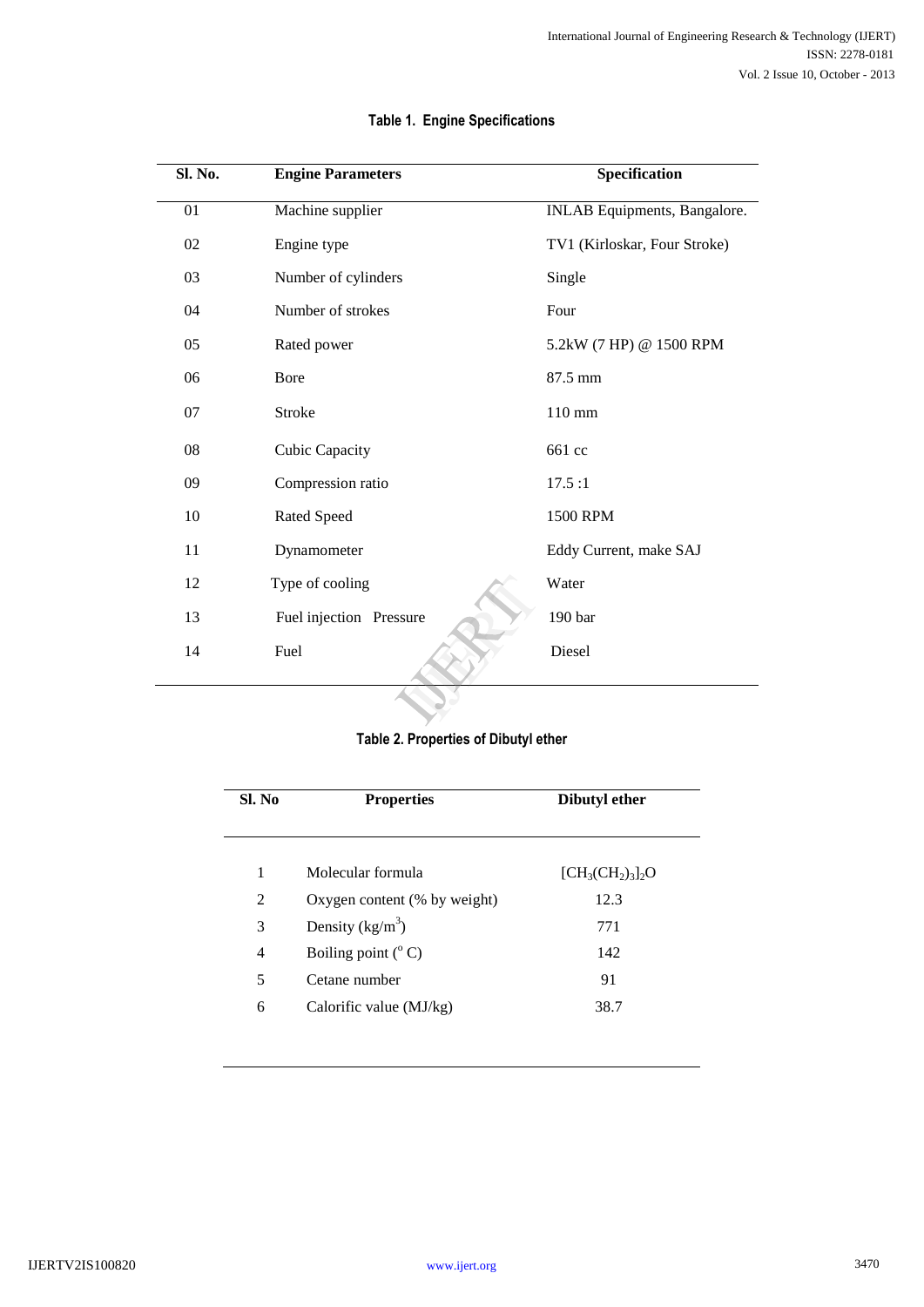**Table 1. Engine Specifications**

| Sl. No. | Engine Parameters | Specification |
|---|---|---|
| 01 | Machine supplier | INLAB Equipments, Bangalore. |
| 02 | Engine type | TV1 (Kirloskar, Four Stroke) |
| 03 | Number of cylinders | Single |
| 04 | Number of strokes | Four |
| 05 | Rated power | 5.2kW (7 HP) @ 1500 RPM |
| 06 | Bore | 87.5 mm |
| 07 | Stroke | 110 mm |
| 08 | Cubic Capacity | 661 cc |
| 09 | Compression ratio | 17.5 :1 |
| 10 | Rated Speed | 1500 RPM |
| 11 | Dynamometer | Eddy Current, make SAJ |
| 12 | Type of cooling | Water |
| 13 | Fuel injection Pressure | 190 bar |
| 14 | Fuel | Diesel |

**Table 2. Properties of Dibutyl ether**

| Sl. No | Properties | Dibutyl ether |
|---|---|---|
| 1 | Molecular formula | $[CH_3(CH_2)_3]_2O$ |
| 2 | Oxygen content (% by weight) | 12.3 |
| 3 | Density ($kg/m^3$) | 771 |
| 4 | Boiling point ($^o$ C) | 142 |
| 5 | Cetane number | 91 |
| 6 | Calorific value (MJ/kg) | 38.7 |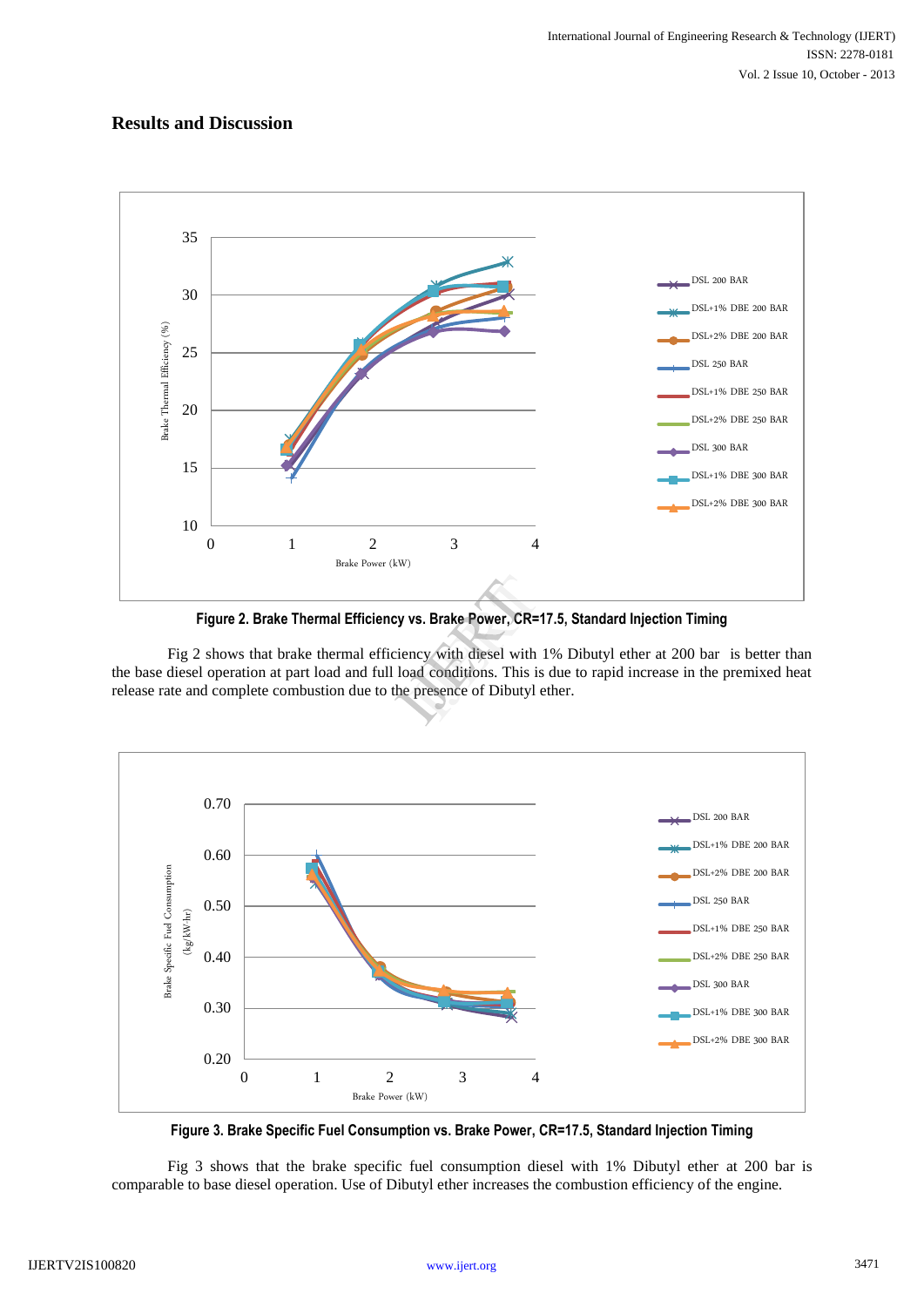## Results and Discussion

**Figure 2. Brake Thermal Efficiency vs. Brake Power, CR=17.5, Standard Injection Timing**

Fig 2 shows that brake thermal efficiency with diesel with 1% Dibutyl ether at 200 bar is better than the base diesel operation at part load and full load conditions. This is due to rapid increase in the premixed heat release rate and complete combustion due to the presence of Dibutyl ether.

**Figure 3. Brake Specific Fuel Consumption vs. Brake Power, CR=17.5, Standard Injection Timing**

Fig 3 shows that the brake specific fuel consumption diesel with 1% Dibutyl ether at 200 bar is comparable to base diesel operation. Use of Dibutyl ether increases the combustion efficiency of the engine.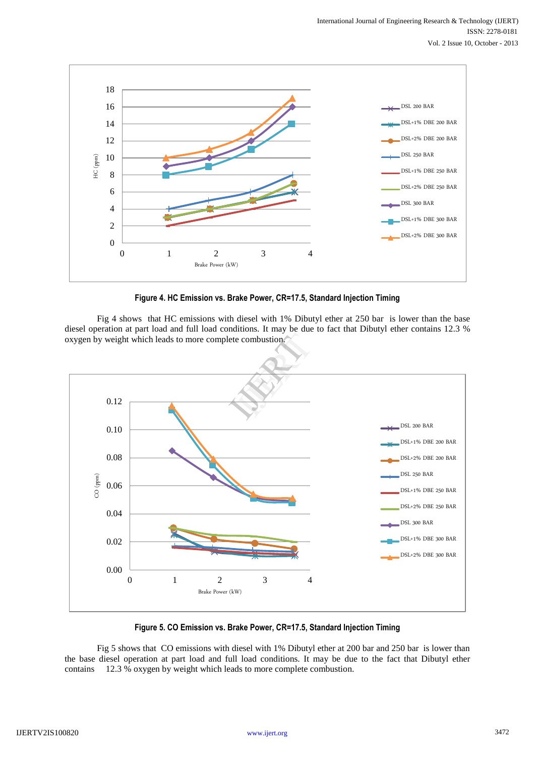**Figure 4. HC Emission vs. Brake Power, CR=17.5, Standard Injection Timing**

Fig 4 shows that HC emissions with diesel with 1% Dibutyl ether at 250 bar is lower than the base diesel operation at part load and full load conditions. It may be due to fact that Dibutyl ether contains 12.3 % oxygen by weight which leads to more complete combustion.

**Figure 5. CO Emission vs. Brake Power, CR=17.5, Standard Injection Timing**

Fig 5 shows that CO emissions with diesel with 1% Dibutyl ether at 200 bar and 250 bar is lower than the base diesel operation at part load and full load conditions. It may be due to the fact that Dibutyl ether contains 12.3 % oxygen by weight which leads to more complete combustion.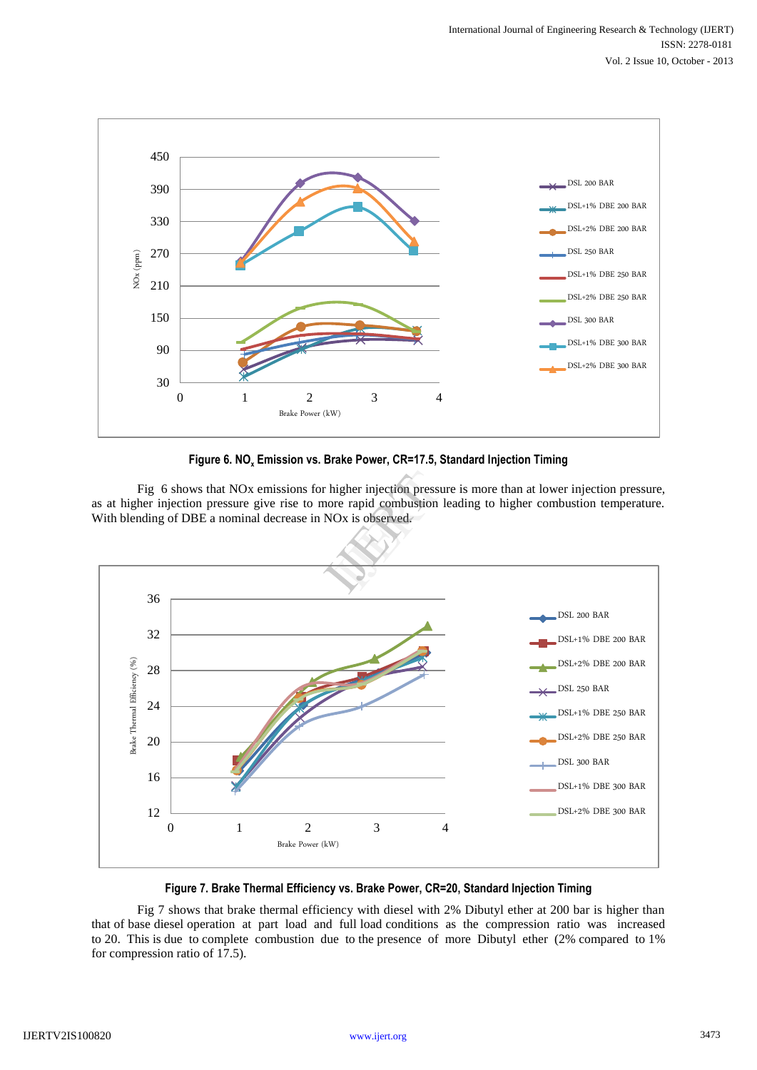**Figure 6. $NO_x$ Emission vs. Brake Power, CR=17.5, Standard Injection Timing**

Fig 6 shows that NOx emissions for higher injection pressure is more than at lower injection pressure, as at higher injection pressure give rise to more rapid combustion leading to higher combustion temperature. With blending of DBE a nominal decrease in NOx is observed.

**Figure 7. Brake Thermal Efficiency vs. Brake Power, CR=20, Standard Injection Timing**

Fig 7 shows that brake thermal efficiency with diesel with 2% Dibutyl ether at 200 bar is higher than that of base diesel operation at part load and full load conditions as the compression ratio was increased to 20. This is due to complete combustion due to the presence of more Dibutyl ether (2% compared to 1% for compression ratio of 17.5).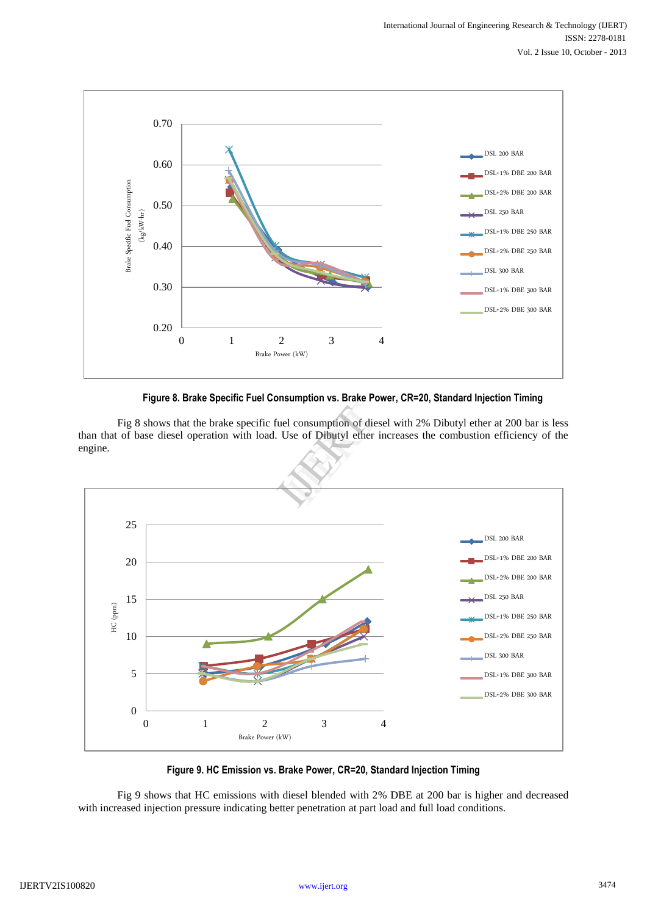**Figure 8. Brake Specific Fuel Consumption vs. Brake Power, CR=20, Standard Injection Timing**

Fig 8 shows that the brake specific fuel consumption of diesel with 2% Dibutyl ether at 200 bar is less than that of base diesel operation with load. Use of Dibutyl ether increases the combustion efficiency of the engine.

**Figure 9. HC Emission vs. Brake Power, CR=20, Standard Injection Timing**

Fig 9 shows that HC emissions with diesel blended with 2% DBE at 200 bar is higher and decreased with increased injection pressure indicating better penetration at part load and full load conditions.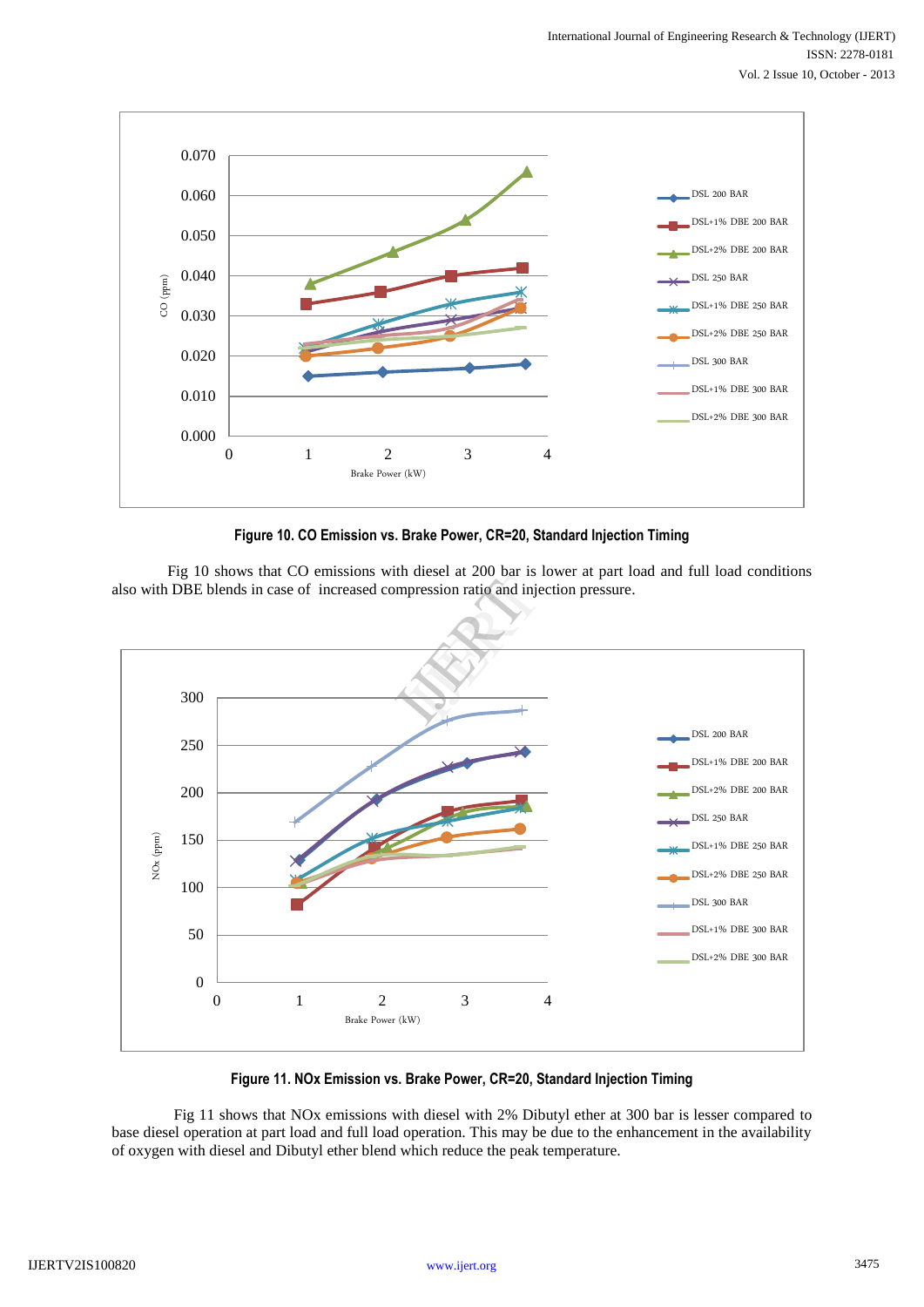**Figure 10. CO Emission vs. Brake Power, CR=20, Standard Injection Timing**

Fig 10 shows that CO emissions with diesel at 200 bar is lower at part load and full load conditions also with DBE blends in case of increased compression ratio and injection pressure.

**Figure 11. NOx Emission vs. Brake Power, CR=20, Standard Injection Timing**

Fig 11 shows that NOx emissions with diesel with 2% Dibutyl ether at 300 bar is lesser compared to base diesel operation at part load and full load operation. This may be due to the enhancement in the availability of oxygen with diesel and Dibutyl ether blend which reduce the peak temperature.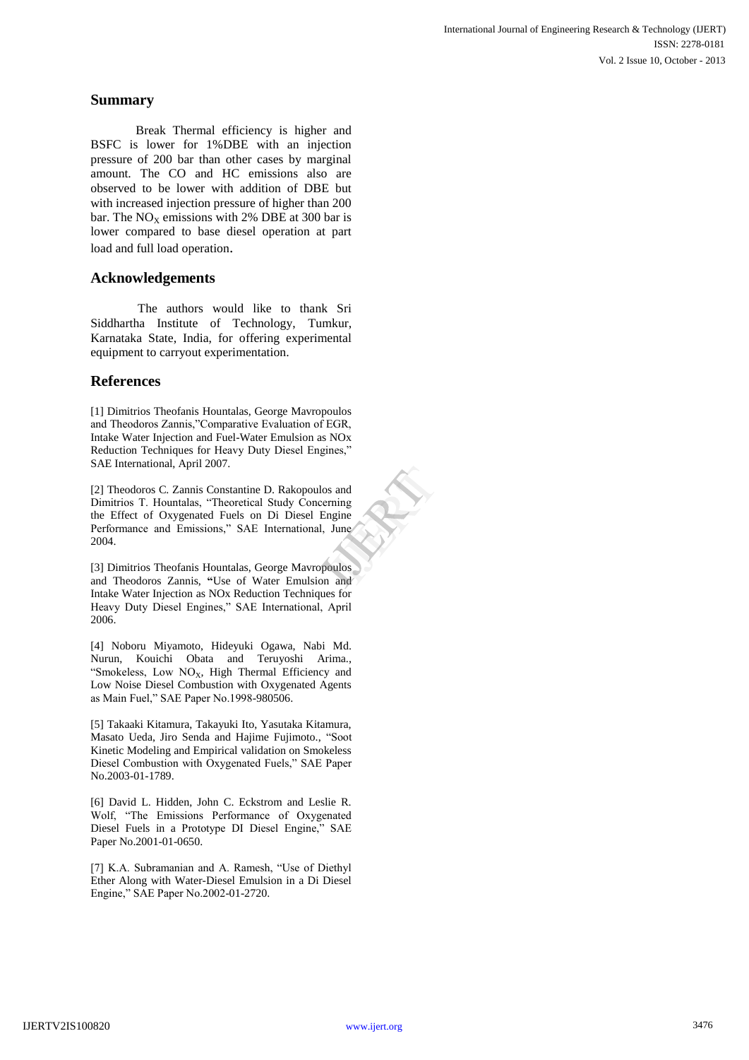## Summary

Break Thermal efficiency is higher and BSFC is lower for 1%DBE with an injection pressure of 200 bar than other cases by marginal amount. The CO and HC emissions also are observed to be lower with addition of DBE but with increased injection pressure of higher than 200 bar. The $NO_X$ emissions with 2% DBE at 300 bar is lower compared to base diesel operation at part load and full load operation.

## Acknowledgements

The authors would like to thank Sri Siddhartha Institute of Technology, Tumkur, Karnataka State, India, for offering experimental equipment to carryout experimentation.

## References

[1] Dimitrios Theofanis Hountalas, George Mavropoulos and Theodoros Zannis,"Comparative Evaluation of EGR, Intake Water Injection and Fuel-Water Emulsion as NOx Reduction Techniques for Heavy Duty Diesel Engines," SAE International, April 2007.

[2] Theodoros C. Zannis Constantine D. Rakopoulos and Dimitrios T. Hountalas, "Theoretical Study Concerning the Effect of Oxygenated Fuels on Di Diesel Engine Performance and Emissions," SAE International, June 2004.

[3] Dimitrios Theofanis Hountalas, George Mavropoulos and Theodoros Zannis, "Use of Water Emulsion and Intake Water Injection as NOx Reduction Techniques for Heavy Duty Diesel Engines," SAE International, April 2006.

[4] Noboru Miyamoto, Hideyuki Ogawa, Nabi Md. Nurun, Kouichi Obata and Teruyoshi Arima., "Smokeless, Low $NO_X$, High Thermal Efficiency and Low Noise Diesel Combustion with Oxygenated Agents as Main Fuel," SAE Paper No.1998-980506.

[5] Takaaki Kitamura, Takayuki Ito, Yasutaka Kitamura, Masato Ueda, Jiro Senda and Hajime Fujimoto., "Soot Kinetic Modeling and Empirical validation on Smokeless Diesel Combustion with Oxygenated Fuels," SAE Paper No.2003-01-1789.

[6] David L. Hidden, John C. Eckstrom and Leslie R. Wolf, "The Emissions Performance of Oxygenated Diesel Fuels in a Prototype DI Diesel Engine," SAE Paper No.2001-01-0650.

[7] K.A. Subramanian and A. Ramesh, "Use of Diethyl Ether Along with Water-Diesel Emulsion in a Di Diesel Engine," SAE Paper No.2002-01-2720.